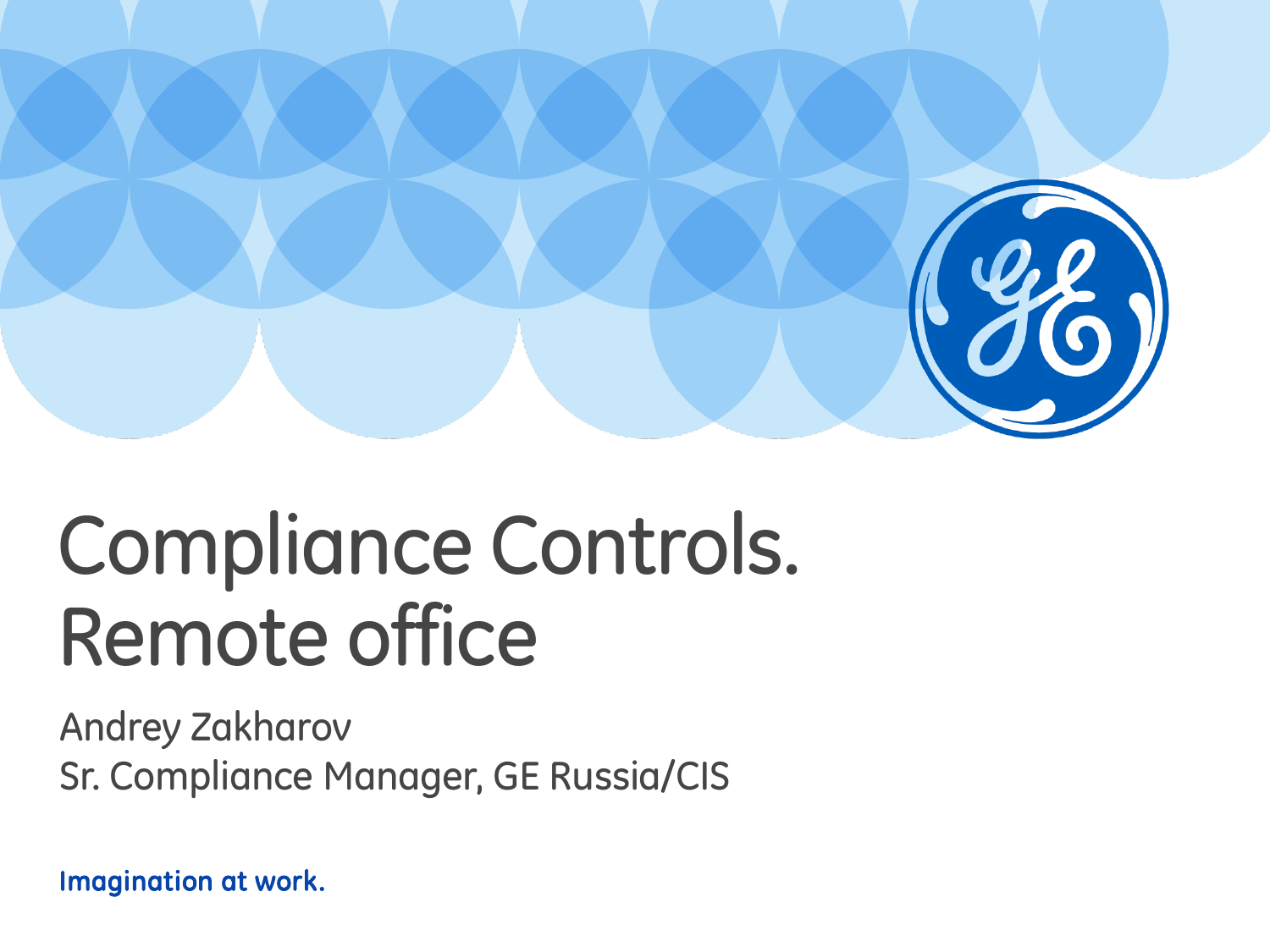# Compliance Controls. Remote office

Andrey Zakharov

Sr. Compliance Manager, GE Russia/CIS

**Imagination at work.**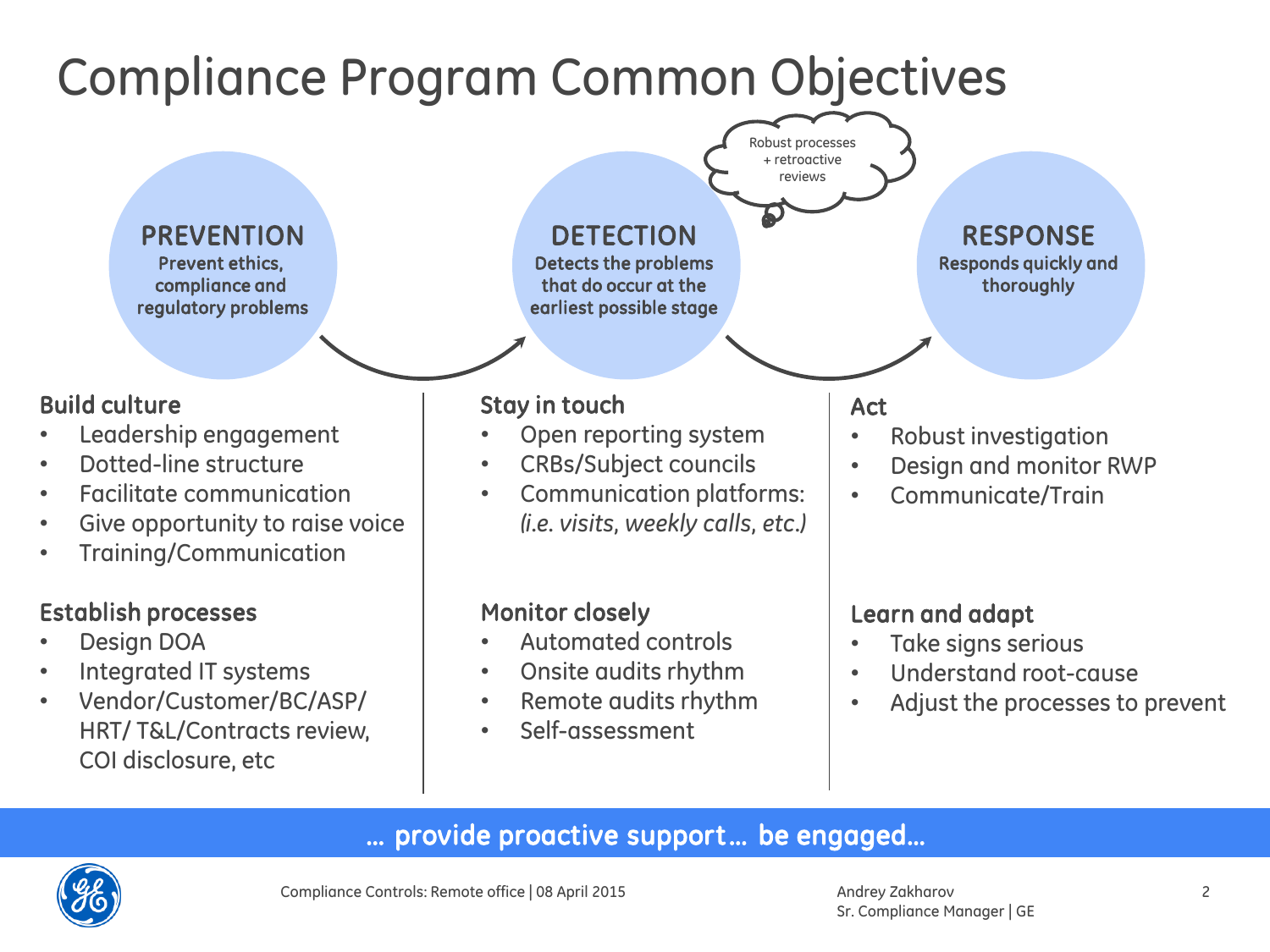# Compliance Program Common Objectives

Robust processes + retroactive reviews

## PREVENTION

**Prevent ethics, compliance and regulatory problems**

### Build culture

- Leadership engagement
- Dotted-line structure
- Facilitate communication
- Give opportunity to raise voice
- Training/Communication

### Establish processes

- Design DOA
- Integrated IT systems
- Vendor/Customer/BC/ASP/ HRT/ T&L/Contracts review, COI disclosure, etc

## DETECTION

**Detects the problems that do occur at the earliest possible stage**

### Stay in touch

- Open reporting system
- CRBs/Subject councils
- Communication platforms: *(i.e. visits, weekly calls, etc.)*

### Monitor closely

- Automated controls
- Onsite audits rhythm
- Remote audits rhythm
- Self-assessment

## RESPONSE

**Responds quickly and thoroughly**

### Act

- Robust investigation
- Design and monitor RWP
- Communicate/Train

### Learn and adapt

- Take signs serious
- Understand root-cause
- Adjust the processes to prevent

**… provide proactive support… be engaged…**

Compliance Controls: Remote office | 08 April 2015

Andrey Zakharov
Sr. Compliance Manager | GE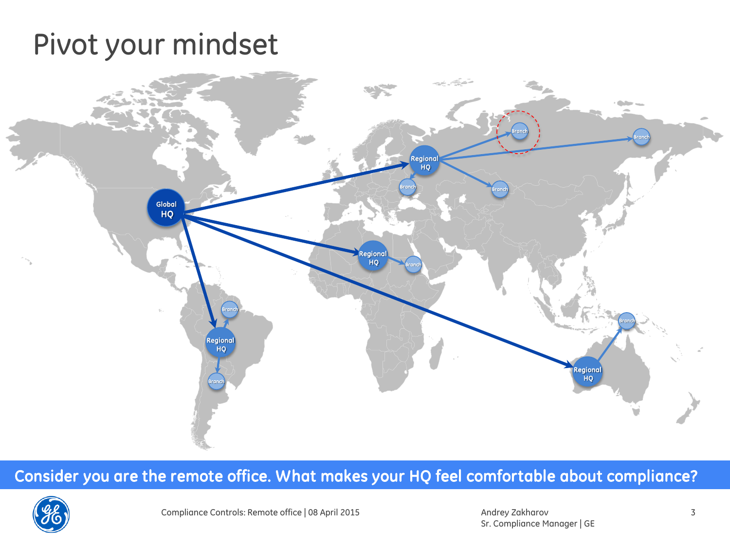# Pivot your mindset

Global HQ

Regional HQ

Regional HQ

Regional HQ

Regional HQ

Branch

Branch

Branch

Branch

Branch

Branch

Branch

Branch

**Consider you are the remote office. What makes your HQ feel comfortable about compliance?**

Compliance Controls: Remote office | 08 April 2015

Andrey Zakharov
Sr. Compliance Manager | GE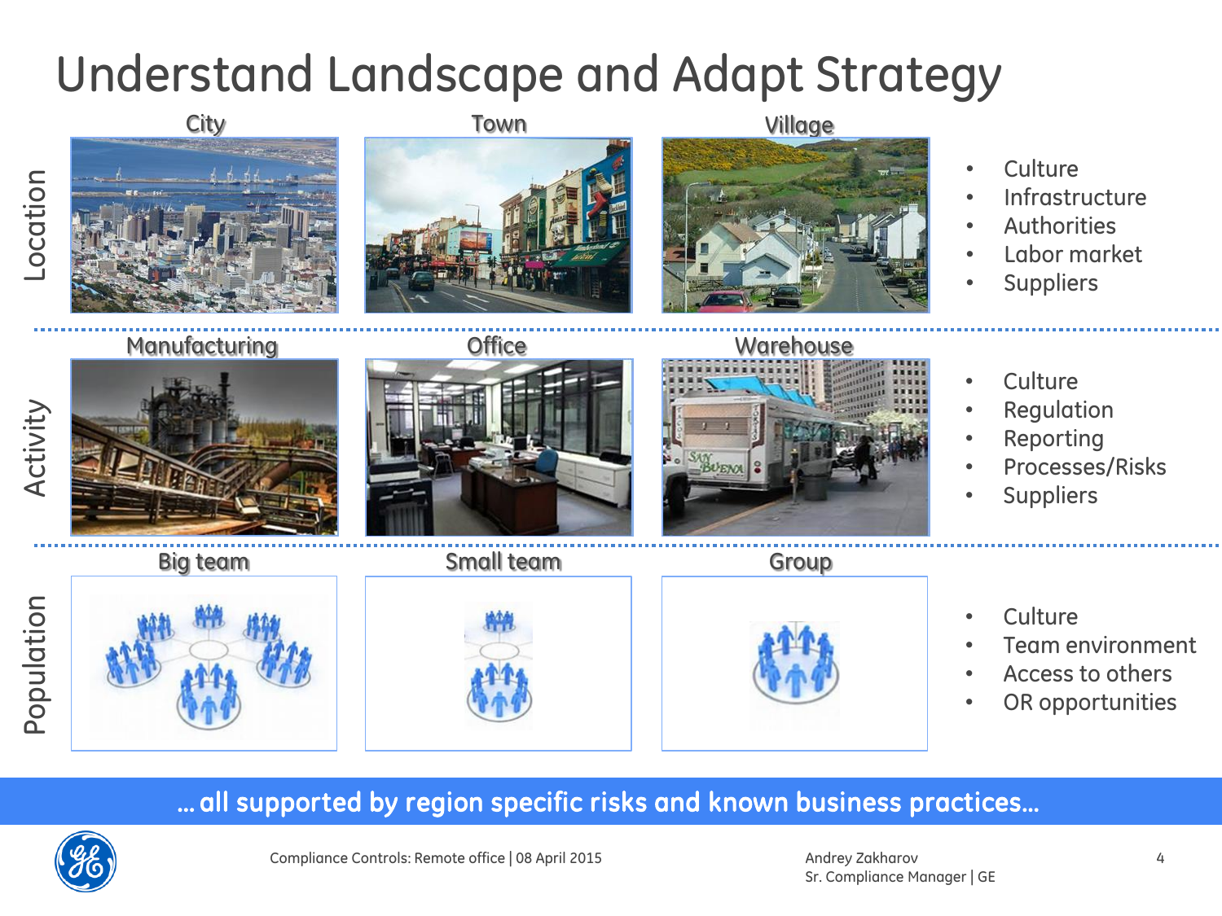# Understand Landscape and Adapt Strategy

## Location

City | Town | Village

- Culture
- Infrastructure
- Authorities
- Labor market
- Suppliers

## Activity

Manufacturing | Office | Warehouse

- Culture
- Regulation
- Reporting
- Processes/Risks
- Suppliers

## Population

Big team | Small team | Group

- Culture
- Team environment
- Access to others
- OR opportunities

**… all supported by region specific risks and known business practices…**

Compliance Controls: Remote office | 08 April 2015

Andrey Zakharov
Sr. Compliance Manager | GE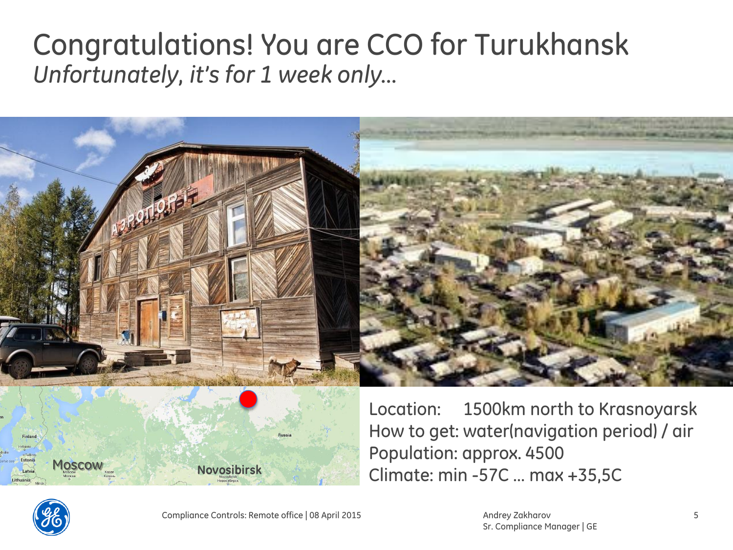# Congratulations! You are CCO for Turukhansk

*Unfortunately, it's for 1 week only…*

Location: 1500km north to Krasnoyarsk

How to get: water(navigation period) / air

Population: approx. 4500

Climate: min -57C … max +35,5C

Compliance Controls: Remote office | 08 April 2015

Andrey Zakharov
Sr. Compliance Manager | GE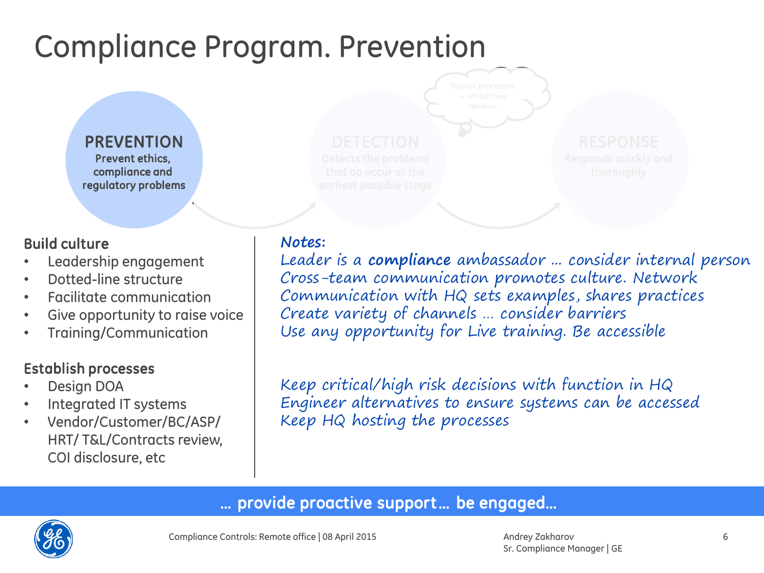# Compliance Program. Prevention

**PREVENTION**
**Prevent ethics, compliance and regulatory problems**

DETECTION
Detects the problems that do occur at the earliest possible stage

Robust processes + retroactive reviews

RESPONSE
Responds quickly and thoroughly

### Build culture

- Leadership engagement
- Dotted-line structure
- Facilitate communication
- Give opportunity to raise voice
- Training/Communication

### Establish processes

- Design DOA
- Integrated IT systems
- Vendor/Customer/BC/ASP/HRT/ T&L/Contracts review, COI disclosure, etc

***Notes:***

*Leader is a **compliance** ambassador … consider internal person*
*Cross-team communication promotes culture. Network*
*Communication with HQ sets examples, shares practices*
*Create variety of channels … consider barriers*
*Use any opportunity for Live training. Be accessible*

*Keep critical/high risk decisions with function in HQ*
*Engineer alternatives to ensure systems can be accessed*
*Keep HQ hosting the processes*

**… provide proactive support… be engaged…**

Compliance Controls: Remote office | 08 April 2015

Andrey Zakharov
Sr. Compliance Manager | GE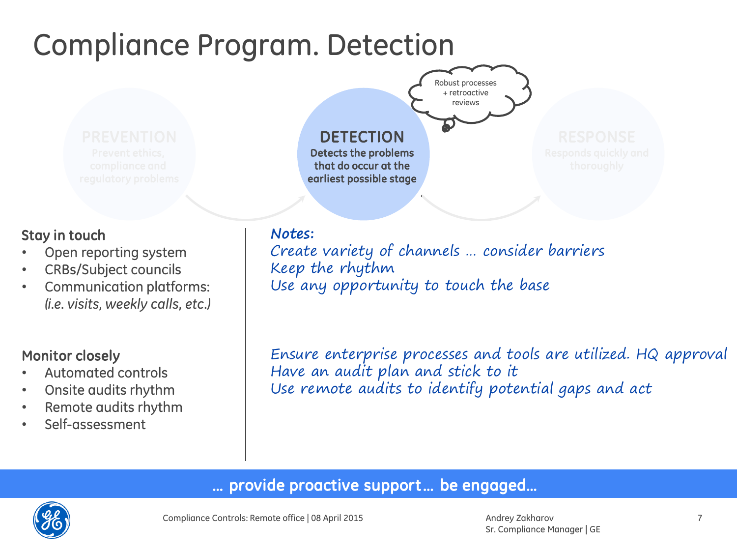# Compliance Program. Detection

Robust processes + retroactive reviews

PREVENTION
Prevent ethics, compliance and regulatory problems

**DETECTION**
**Detects the problems that do occur at the earliest possible stage**

RESPONSE
Responds quickly and thoroughly

### Stay in touch

- Open reporting system
- CRBs/Subject councils
- Communication platforms: *(i.e. visits, weekly calls, etc.)*

***Notes:***

*Create variety of channels … consider barriers*
*Keep the rhythm*
*Use any opportunity to touch the base*

### Monitor closely

- Automated controls
- Onsite audits rhythm
- Remote audits rhythm
- Self-assessment

*Ensure enterprise processes and tools are utilized. HQ approval*
*Have an audit plan and stick to it*
*Use remote audits to identify potential gaps and act*

**… provide proactive support… be engaged…**

Compliance Controls: Remote office | 08 April 2015

Andrey Zakharov
Sr. Compliance Manager | GE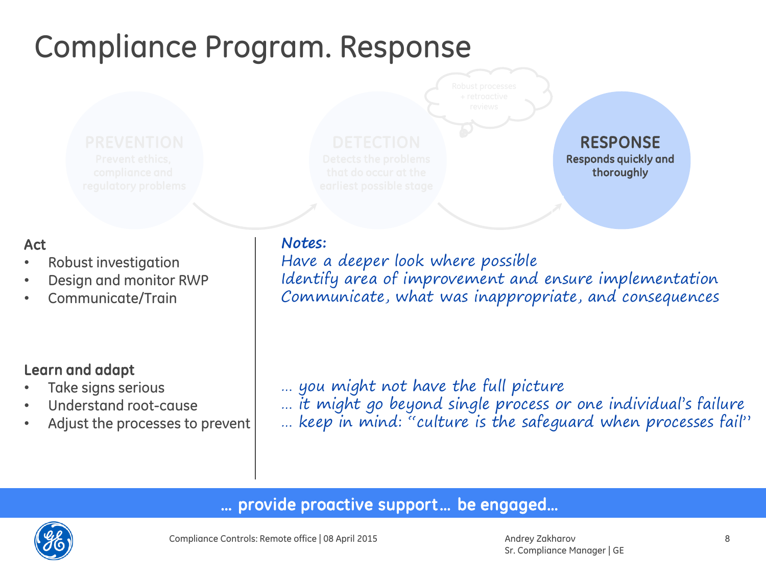# Compliance Program. Response

PREVENTION
Prevent ethics, compliance and regulatory problems

DETECTION
Detects the problems that do occur at the earliest possible stage

Robust processes + retroactive reviews

**RESPONSE**
**Responds quickly and thoroughly**

**Act**

- Robust investigation
- Design and monitor RWP
- Communicate/Train

***Notes:***

*Have a deeper look where possible*
*Identify area of improvement and ensure implementation*
*Communicate, what was inappropriate, and consequences*

**Learn and adapt**

- Take signs serious
- Understand root-cause
- Adjust the processes to prevent

*… you might not have the full picture*
*… it might go beyond single process or one individual's failure*
*… keep in mind: "culture is the safeguard when processes fail"*

**… provide proactive support… be engaged…**

Compliance Controls: Remote office | 08 April 2015

Andrey Zakharov
Sr. Compliance Manager | GE